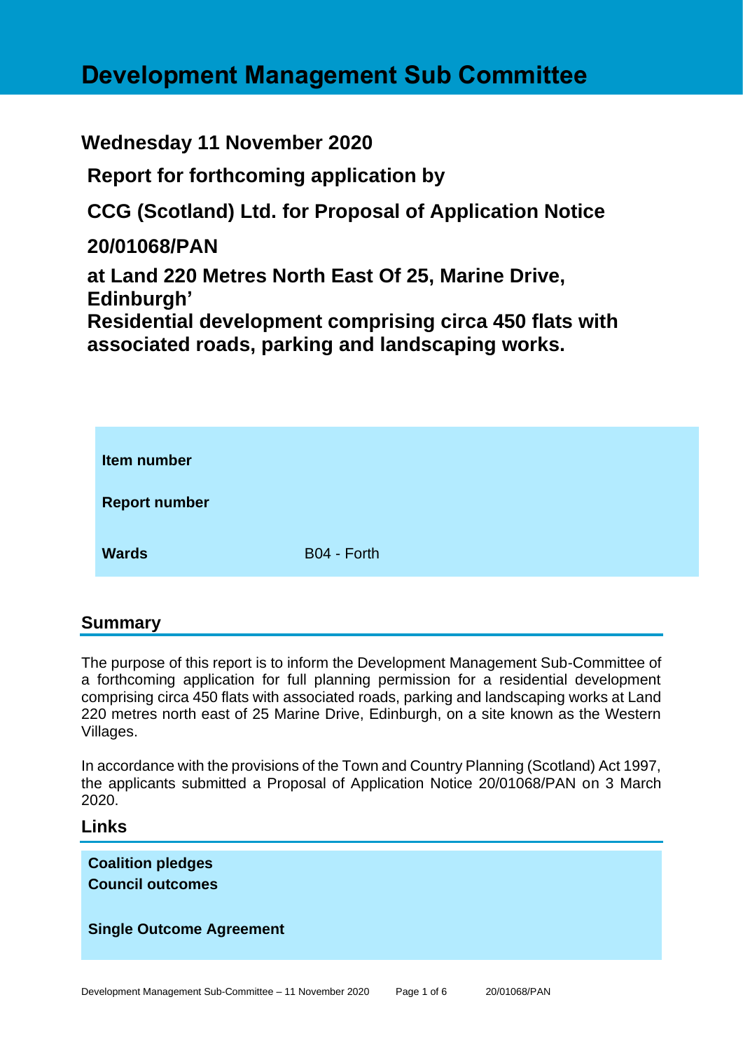# Development Management Sub Committee

## Wednesday 11 November 2020

## Report for forthcoming application by

## CCG (Scotland) Ltd. for Proposal of Application Notice

## 20/01068/PAN

## at Land 220 Metres North East Of 25, Marine Drive, Edinburgh'

## Residential development comprising circa 450 flats with associated roads, parking and landscaping works.

| | |
|---|---|
| **Item number** | |
| **Report number** | |
| **Wards** | B04 - Forth |

## Summary

The purpose of this report is to inform the Development Management Sub-Committee of a forthcoming application for full planning permission for a residential development comprising circa 450 flats with associated roads, parking and landscaping works at Land 220 metres north east of 25 Marine Drive, Edinburgh, on a site known as the Western Villages.

In accordance with the provisions of the Town and Country Planning (Scotland) Act 1997, the applicants submitted a Proposal of Application Notice 20/01068/PAN on 3 March 2020.

## Links

**Coalition pledges**
**Council outcomes**

**Single Outcome Agreement**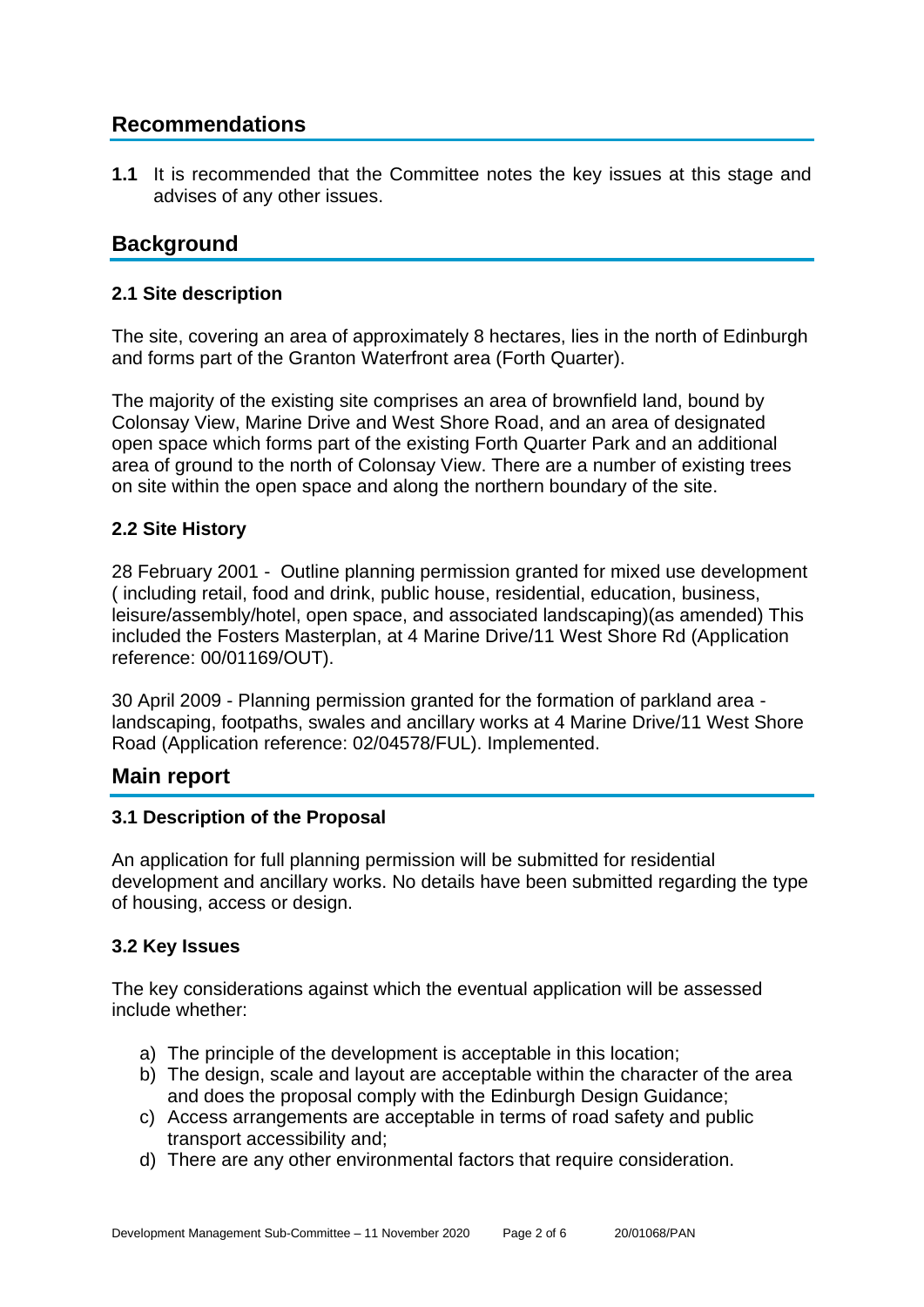## Recommendations

**1.1** It is recommended that the Committee notes the key issues at this stage and advises of any other issues.

## Background

### 2.1 Site description

The site, covering an area of approximately 8 hectares, lies in the north of Edinburgh and forms part of the Granton Waterfront area (Forth Quarter).

The majority of the existing site comprises an area of brownfield land, bound by Colonsay View, Marine Drive and West Shore Road, and an area of designated open space which forms part of the existing Forth Quarter Park and an additional area of ground to the north of Colonsay View. There are a number of existing trees on site within the open space and along the northern boundary of the site.

### 2.2 Site History

28 February 2001 - Outline planning permission granted for mixed use development ( including retail, food and drink, public house, residential, education, business, leisure/assembly/hotel, open space, and associated landscaping)(as amended) This included the Fosters Masterplan, at 4 Marine Drive/11 West Shore Rd (Application reference: 00/01169/OUT).

30 April 2009 - Planning permission granted for the formation of parkland area - landscaping, footpaths, swales and ancillary works at 4 Marine Drive/11 West Shore Road (Application reference: 02/04578/FUL). Implemented.

## Main report

### 3.1 Description of the Proposal

An application for full planning permission will be submitted for residential development and ancillary works. No details have been submitted regarding the type of housing, access or design.

### 3.2 Key Issues

The key considerations against which the eventual application will be assessed include whether:

a) The principle of the development is acceptable in this location;
b) The design, scale and layout are acceptable within the character of the area and does the proposal comply with the Edinburgh Design Guidance;
c) Access arrangements are acceptable in terms of road safety and public transport accessibility and;
d) There are any other environmental factors that require consideration.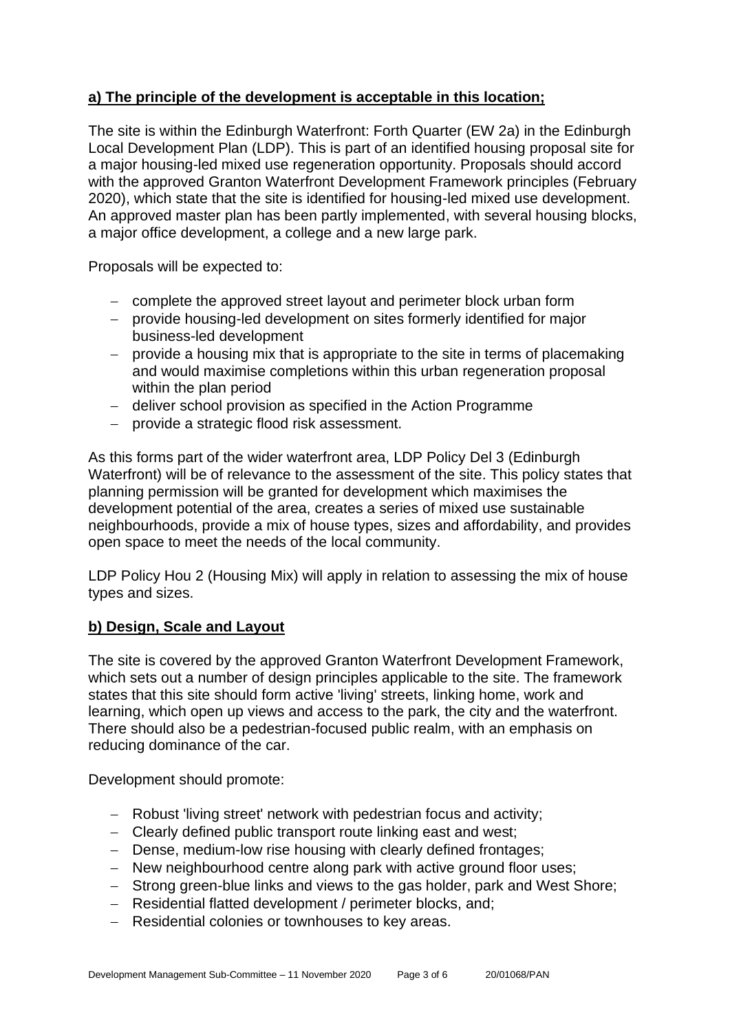**a) The principle of the development is acceptable in this location;**

The site is within the Edinburgh Waterfront: Forth Quarter (EW 2a) in the Edinburgh Local Development Plan (LDP). This is part of an identified housing proposal site for a major housing-led mixed use regeneration opportunity. Proposals should accord with the approved Granton Waterfront Development Framework principles (February 2020), which state that the site is identified for housing-led mixed use development. An approved master plan has been partly implemented, with several housing blocks, a major office development, a college and a new large park.

Proposals will be expected to:

- complete the approved street layout and perimeter block urban form
- provide housing-led development on sites formerly identified for major business-led development
- provide a housing mix that is appropriate to the site in terms of placemaking and would maximise completions within this urban regeneration proposal within the plan period
- deliver school provision as specified in the Action Programme
- provide a strategic flood risk assessment.

As this forms part of the wider waterfront area, LDP Policy Del 3 (Edinburgh Waterfront) will be of relevance to the assessment of the site. This policy states that planning permission will be granted for development which maximises the development potential of the area, creates a series of mixed use sustainable neighbourhoods, provide a mix of house types, sizes and affordability, and provides open space to meet the needs of the local community.

LDP Policy Hou 2 (Housing Mix) will apply in relation to assessing the mix of house types and sizes.

**b) Design, Scale and Layout**

The site is covered by the approved Granton Waterfront Development Framework, which sets out a number of design principles applicable to the site. The framework states that this site should form active 'living' streets, linking home, work and learning, which open up views and access to the park, the city and the waterfront. There should also be a pedestrian-focused public realm, with an emphasis on reducing dominance of the car.

Development should promote:

- Robust 'living street' network with pedestrian focus and activity;
- Clearly defined public transport route linking east and west;
- Dense, medium-low rise housing with clearly defined frontages;
- New neighbourhood centre along park with active ground floor uses;
- Strong green-blue links and views to the gas holder, park and West Shore;
- Residential flatted development / perimeter blocks, and;
- Residential colonies or townhouses to key areas.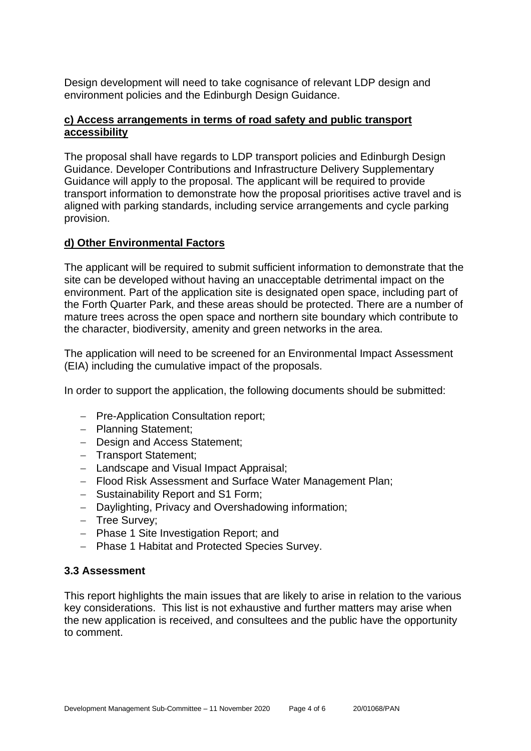Design development will need to take cognisance of relevant LDP design and environment policies and the Edinburgh Design Guidance.

**c) Access arrangements in terms of road safety and public transport accessibility**

The proposal shall have regards to LDP transport policies and Edinburgh Design Guidance. Developer Contributions and Infrastructure Delivery Supplementary Guidance will apply to the proposal. The applicant will be required to provide transport information to demonstrate how the proposal prioritises active travel and is aligned with parking standards, including service arrangements and cycle parking provision.

**d) Other Environmental Factors**

The applicant will be required to submit sufficient information to demonstrate that the site can be developed without having an unacceptable detrimental impact on the environment. Part of the application site is designated open space, including part of the Forth Quarter Park, and these areas should be protected. There are a number of mature trees across the open space and northern site boundary which contribute to the character, biodiversity, amenity and green networks in the area.

The application will need to be screened for an Environmental Impact Assessment (EIA) including the cumulative impact of the proposals.

In order to support the application, the following documents should be submitted:

- Pre-Application Consultation report;
- Planning Statement;
- Design and Access Statement;
- Transport Statement;
- Landscape and Visual Impact Appraisal;
- Flood Risk Assessment and Surface Water Management Plan;
- Sustainability Report and S1 Form;
- Daylighting, Privacy and Overshadowing information;
- Tree Survey;
- Phase 1 Site Investigation Report; and
- Phase 1 Habitat and Protected Species Survey.

### 3.3 Assessment

This report highlights the main issues that are likely to arise in relation to the various key considerations. This list is not exhaustive and further matters may arise when the new application is received, and consultees and the public have the opportunity to comment.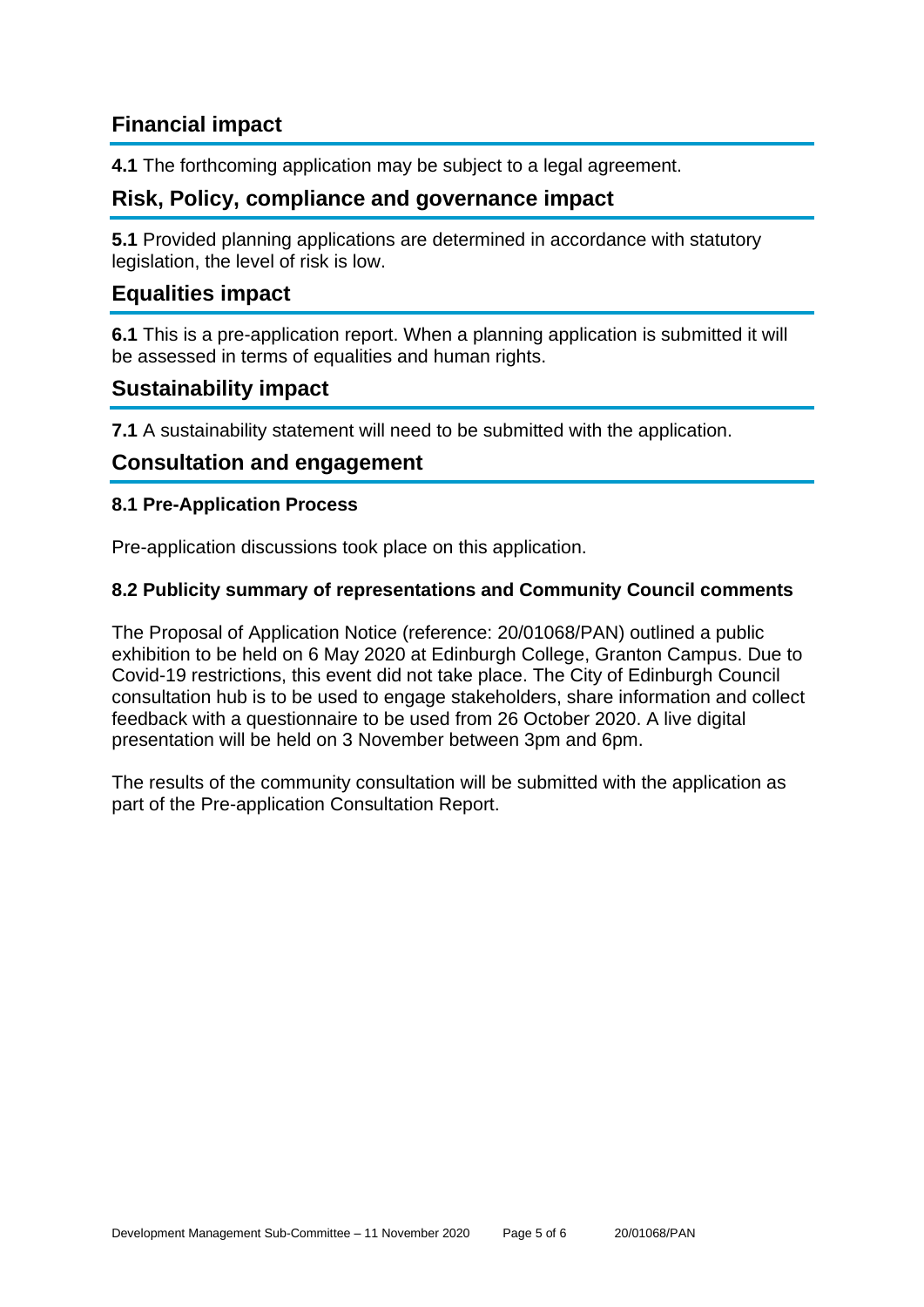## Financial impact

**4.1** The forthcoming application may be subject to a legal agreement.

## Risk, Policy, compliance and governance impact

**5.1** Provided planning applications are determined in accordance with statutory legislation, the level of risk is low.

## Equalities impact

**6.1** This is a pre-application report. When a planning application is submitted it will be assessed in terms of equalities and human rights.

## Sustainability impact

**7.1** A sustainability statement will need to be submitted with the application.

## Consultation and engagement

### 8.1 Pre-Application Process

Pre-application discussions took place on this application.

### 8.2 Publicity summary of representations and Community Council comments

The Proposal of Application Notice (reference: 20/01068/PAN) outlined a public exhibition to be held on 6 May 2020 at Edinburgh College, Granton Campus. Due to Covid-19 restrictions, this event did not take place. The City of Edinburgh Council consultation hub is to be used to engage stakeholders, share information and collect feedback with a questionnaire to be used from 26 October 2020. A live digital presentation will be held on 3 November between 3pm and 6pm.

The results of the community consultation will be submitted with the application as part of the Pre-application Consultation Report.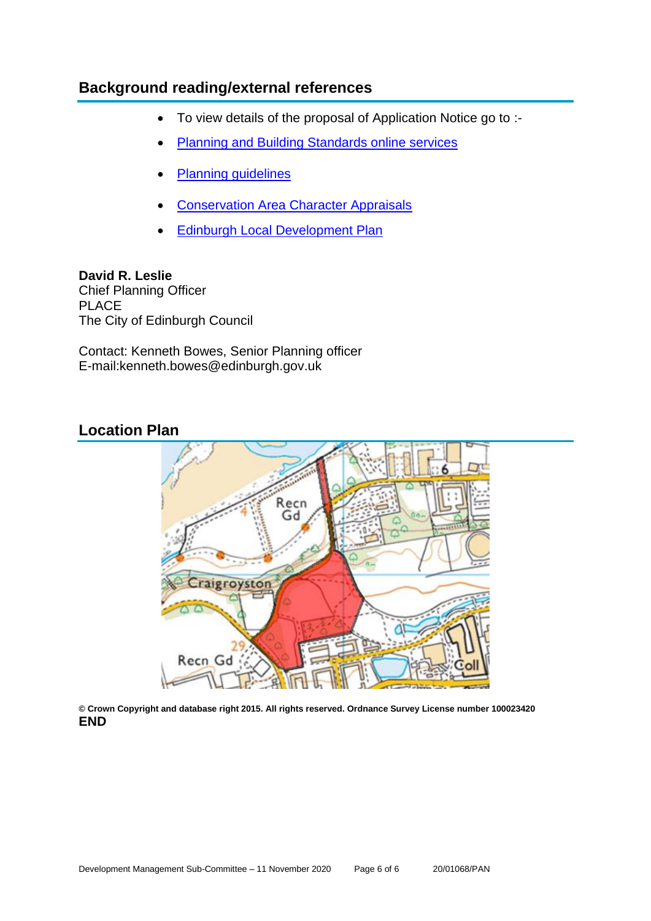## Background reading/external references

- To view details of the proposal of Application Notice go to :-
- Planning and Building Standards online services
- Planning guidelines
- Conservation Area Character Appraisals
- Edinburgh Local Development Plan

**David R. Leslie**
Chief Planning Officer
PLACE
The City of Edinburgh Council

Contact: Kenneth Bowes, Senior Planning officer
E-mail:kenneth.bowes@edinburgh.gov.uk

## Location Plan

Recn Gd

Craigroyston

29

Recn Gd

Coll

6

4

**© Crown Copyright and database right 2015. All rights reserved. Ordnance Survey License number 100023420**

**END**